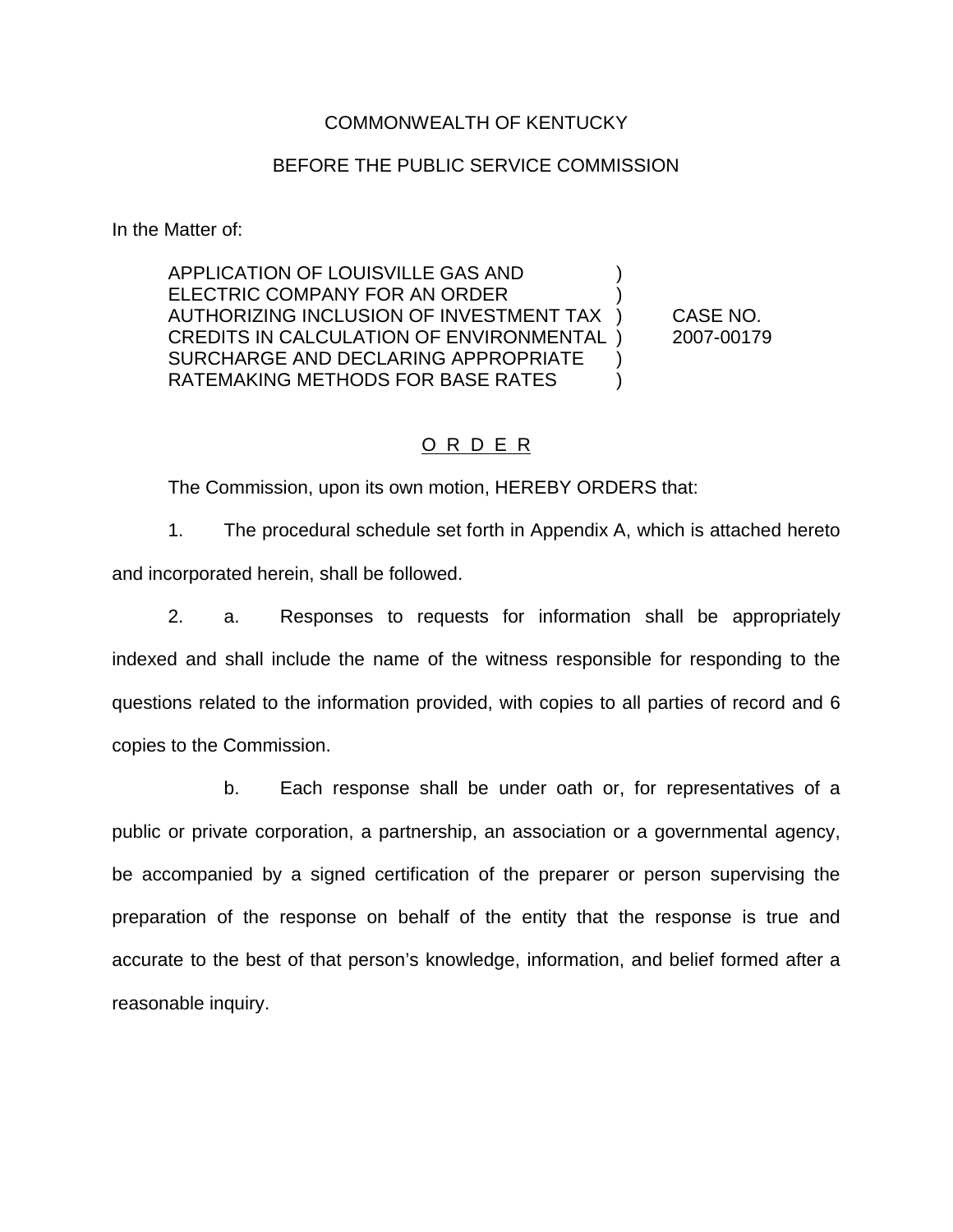COMMONWEALTH OF KENTUCKY

BEFORE THE PUBLIC SERVICE COMMISSION

In the Matter of:

| | | |
|---|---|---|
| APPLICATION OF LOUISVILLE GAS AND ELECTRIC COMPANY FOR AN ORDER AUTHORIZING INCLUSION OF INVESTMENT TAX CREDITS IN CALCULATION OF ENVIRONMENTAL SURCHARGE AND DECLARING APPROPRIATE RATEMAKING METHODS FOR BASE RATES | ) | CASE NO. 2007-00179 |

## O R D E R

The Commission, upon its own motion, HEREBY ORDERS that:

1. The procedural schedule set forth in Appendix A, which is attached hereto and incorporated herein, shall be followed.

2. a. Responses to requests for information shall be appropriately indexed and shall include the name of the witness responsible for responding to the questions related to the information provided, with copies to all parties of record and 6 copies to the Commission.

b. Each response shall be under oath or, for representatives of a public or private corporation, a partnership, an association or a governmental agency, be accompanied by a signed certification of the preparer or person supervising the preparation of the response on behalf of the entity that the response is true and accurate to the best of that person's knowledge, information, and belief formed after a reasonable inquiry.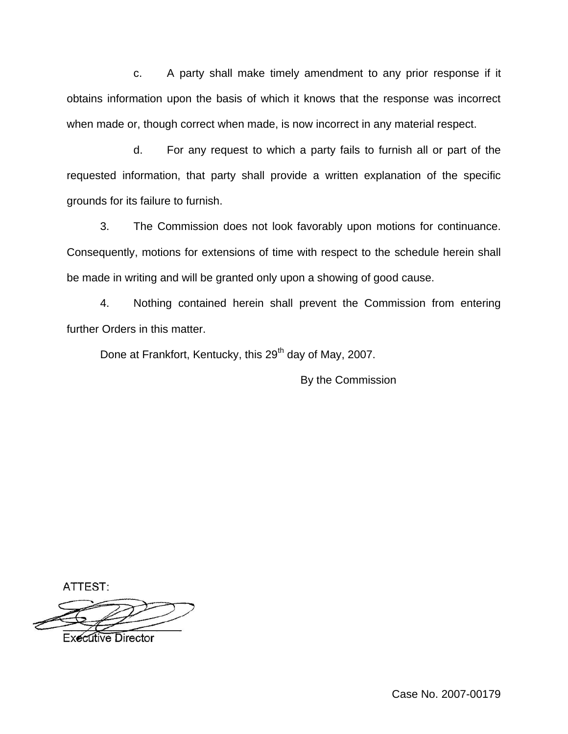c. A party shall make timely amendment to any prior response if it obtains information upon the basis of which it knows that the response was incorrect when made or, though correct when made, is now incorrect in any material respect.

d. For any request to which a party fails to furnish all or part of the requested information, that party shall provide a written explanation of the specific grounds for its failure to furnish.

3. The Commission does not look favorably upon motions for continuance. Consequently, motions for extensions of time with respect to the schedule herein shall be made in writing and will be granted only upon a showing of good cause.

4. Nothing contained herein shall prevent the Commission from entering further Orders in this matter.

Done at Frankfort, Kentucky, this 29th day of May, 2007.

By the Commission

ATTEST:

Executive Director

Case No. 2007-00179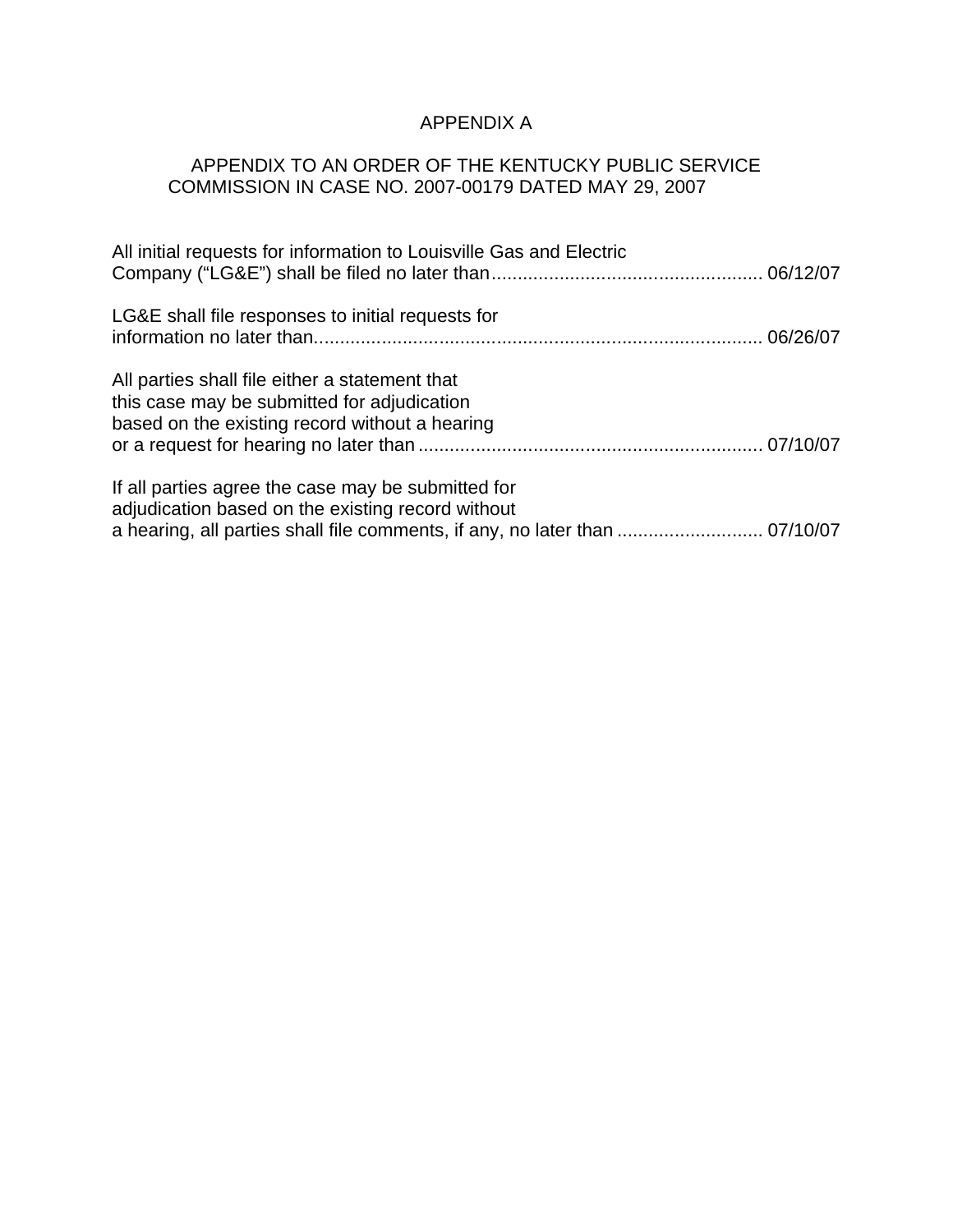# APPENDIX A

## APPENDIX TO AN ORDER OF THE KENTUCKY PUBLIC SERVICE COMMISSION IN CASE NO. 2007-00179 DATED MAY 29, 2007

All initial requests for information to Louisville Gas and Electric Company ("LG&E") shall be filed no later than .................................................... 06/12/07

LG&E shall file responses to initial requests for information no later than....................................................................................... 06/26/07

All parties shall file either a statement that this case may be submitted for adjudication based on the existing record without a hearing or a request for hearing no later than .................................................................. 07/10/07

If all parties agree the case may be submitted for adjudication based on the existing record without a hearing, all parties shall file comments, if any, no later than ............................ 07/10/07